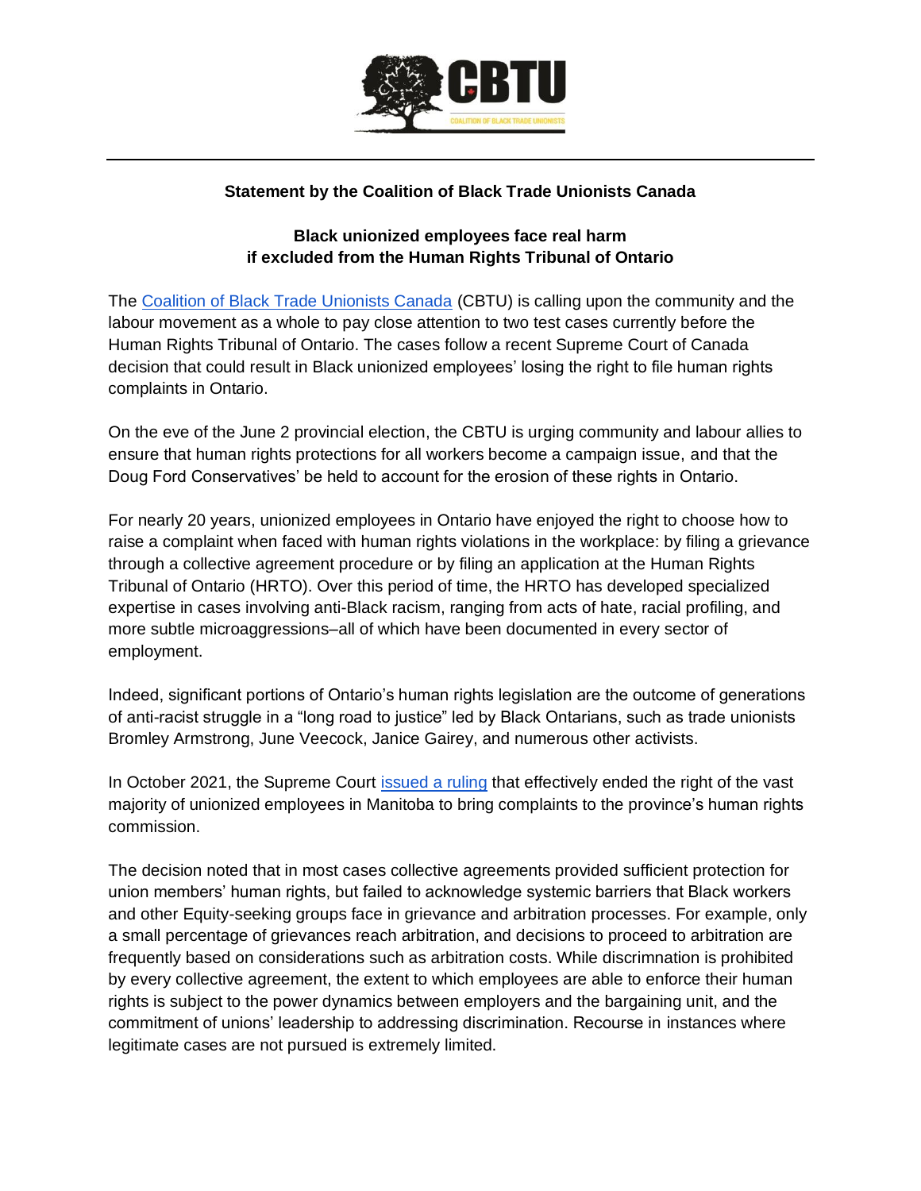**Statement by the Coalition of Black Trade Unionists Canada**

## Black unionized employees face real harm if excluded from the Human Rights Tribunal of Ontario

The Coalition of Black Trade Unionists Canada (CBTU) is calling upon the community and the labour movement as a whole to pay close attention to two test cases currently before the Human Rights Tribunal of Ontario. The cases follow a recent Supreme Court of Canada decision that could result in Black unionized employees' losing the right to file human rights complaints in Ontario.

On the eve of the June 2 provincial election, the CBTU is urging community and labour allies to ensure that human rights protections for all workers become a campaign issue, and that the Doug Ford Conservatives' be held to account for the erosion of these rights in Ontario.

For nearly 20 years, unionized employees in Ontario have enjoyed the right to choose how to raise a complaint when faced with human rights violations in the workplace: by filing a grievance through a collective agreement procedure or by filing an application at the Human Rights Tribunal of Ontario (HRTO). Over this period of time, the HRTO has developed specialized expertise in cases involving anti-Black racism, ranging from acts of hate, racial profiling, and more subtle microaggressions–all of which have been documented in every sector of employment.

Indeed, significant portions of Ontario's human rights legislation are the outcome of generations of anti-racist struggle in a "long road to justice" led by Black Ontarians, such as trade unionists Bromley Armstrong, June Veecock, Janice Gairey, and numerous other activists.

In October 2021, the Supreme Court issued a ruling that effectively ended the right of the vast majority of unionized employees in Manitoba to bring complaints to the province's human rights commission.

The decision noted that in most cases collective agreements provided sufficient protection for union members' human rights, but failed to acknowledge systemic barriers that Black workers and other Equity-seeking groups face in grievance and arbitration processes. For example, only a small percentage of grievances reach arbitration, and decisions to proceed to arbitration are frequently based on considerations such as arbitration costs. While discrimnation is prohibited by every collective agreement, the extent to which employees are able to enforce their human rights is subject to the power dynamics between employers and the bargaining unit, and the commitment of unions' leadership to addressing discrimination. Recourse in instances where legitimate cases are not pursued is extremely limited.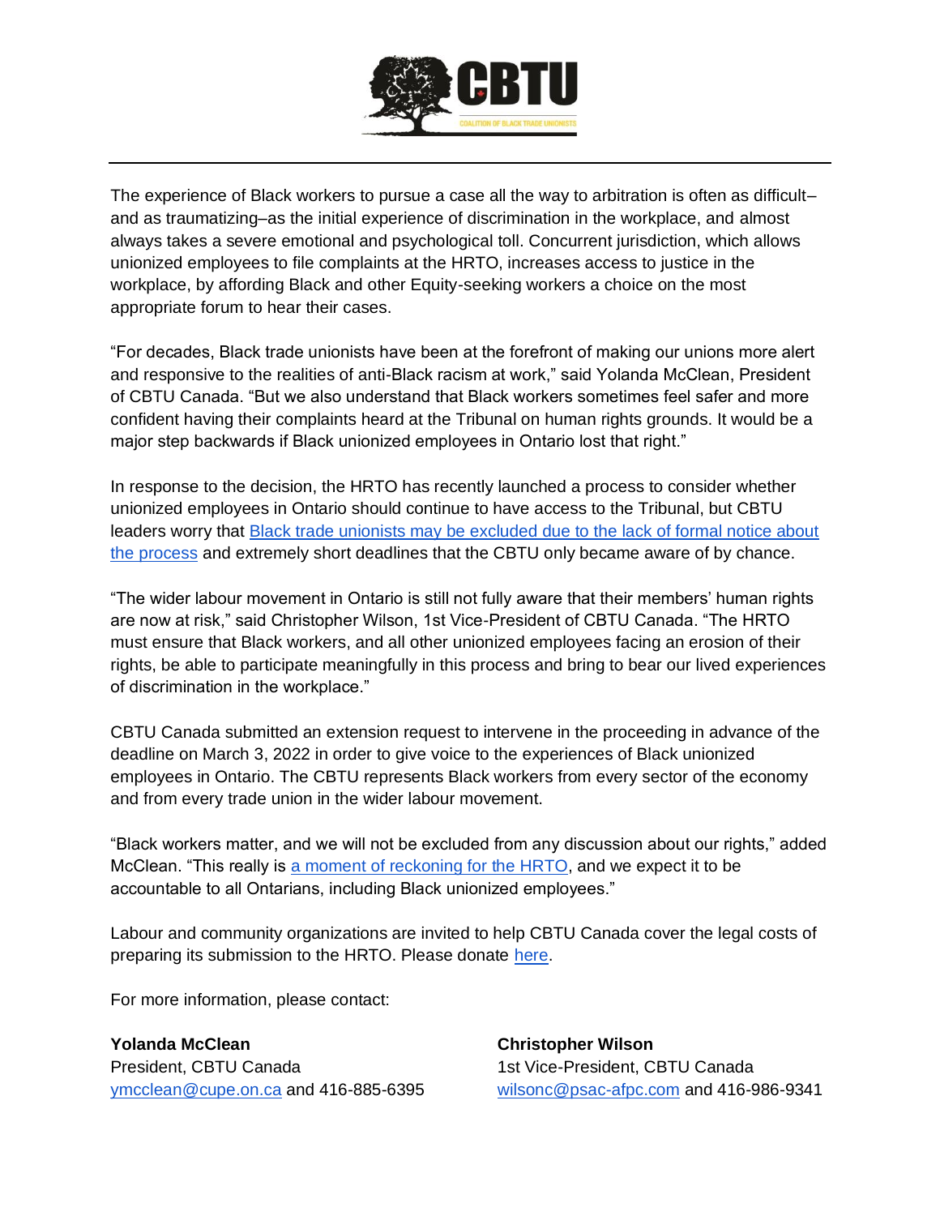The experience of Black workers to pursue a case all the way to arbitration is often as difficult–and as traumatizing–as the initial experience of discrimination in the workplace, and almost always takes a severe emotional and psychological toll. Concurrent jurisdiction, which allows unionized employees to file complaints at the HRTO, increases access to justice in the workplace, by affording Black and other Equity-seeking workers a choice on the most appropriate forum to hear their cases.

"For decades, Black trade unionists have been at the forefront of making our unions more alert and responsive to the realities of anti-Black racism at work," said Yolanda McClean, President of CBTU Canada. "But we also understand that Black workers sometimes feel safer and more confident having their complaints heard at the Tribunal on human rights grounds. It would be a major step backwards if Black unionized employees in Ontario lost that right."

In response to the decision, the HRTO has recently launched a process to consider whether unionized employees in Ontario should continue to have access to the Tribunal, but CBTU leaders worry that Black trade unionists may be excluded due to the lack of formal notice about the process and extremely short deadlines that the CBTU only became aware of by chance.

"The wider labour movement in Ontario is still not fully aware that their members' human rights are now at risk," said Christopher Wilson, 1st Vice-President of CBTU Canada. "The HRTO must ensure that Black workers, and all other unionized employees facing an erosion of their rights, be able to participate meaningfully in this process and bring to bear our lived experiences of discrimination in the workplace."

CBTU Canada submitted an extension request to intervene in the proceeding in advance of the deadline on March 3, 2022 in order to give voice to the experiences of Black unionized employees in Ontario. The CBTU represents Black workers from every sector of the economy and from every trade union in the wider labour movement.

"Black workers matter, and we will not be excluded from any discussion about our rights," added McClean. "This really is a moment of reckoning for the HRTO, and we expect it to be accountable to all Ontarians, including Black unionized employees."

Labour and community organizations are invited to help CBTU Canada cover the legal costs of preparing its submission to the HRTO. Please donate here.

For more information, please contact:

**Yolanda McClean**
President, CBTU Canada
ymcclean@cupe.on.ca and 416-885-6395

**Christopher Wilson**
1st Vice-President, CBTU Canada
wilsonc@psac-afpc.com and 416-986-9341